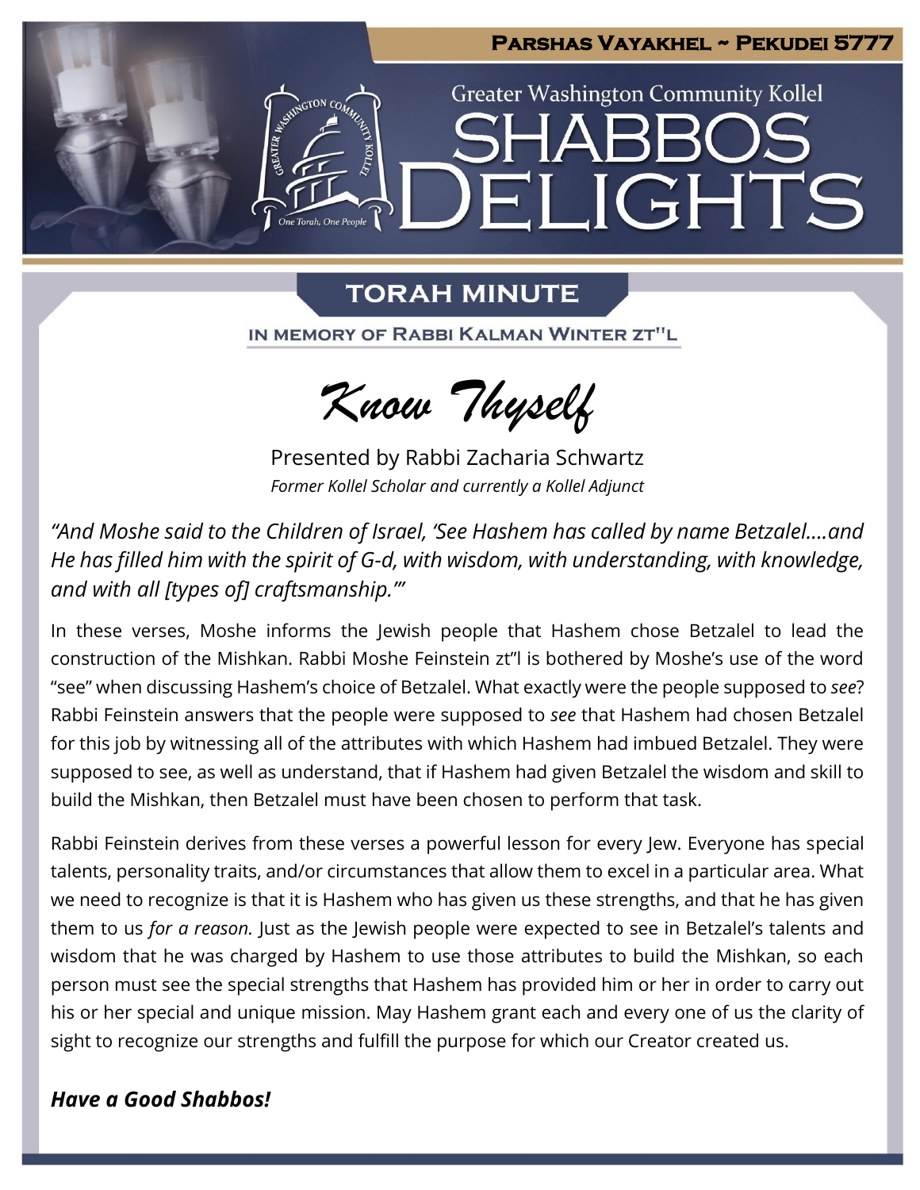# Parshas Vayakhel ~ Pekudei 5777

Greater Washington Community Kollel

# SHABBOS DELIGHTS

## TORAH MINUTE

IN MEMORY OF RABBI KALMAN WINTER ZT"L

### *Know Thyself*

Presented by Rabbi Zacharia Schwartz

*Former Kollel Scholar and currently a Kollel Adjunct*

*"And Moshe said to the Children of Israel, 'See Hashem has called by name Betzalel….and He has filled him with the spirit of G-d, with wisdom, with understanding, with knowledge, and with all [types of] craftsmanship.'"*

In these verses, Moshe informs the Jewish people that Hashem chose Betzalel to lead the construction of the Mishkan. Rabbi Moshe Feinstein zt"l is bothered by Moshe's use of the word "see" when discussing Hashem's choice of Betzalel. What exactly were the people supposed to *see*? Rabbi Feinstein answers that the people were supposed to *see* that Hashem had chosen Betzalel for this job by witnessing all of the attributes with which Hashem had imbued Betzalel. They were supposed to see, as well as understand, that if Hashem had given Betzalel the wisdom and skill to build the Mishkan, then Betzalel must have been chosen to perform that task.

Rabbi Feinstein derives from these verses a powerful lesson for every Jew. Everyone has special talents, personality traits, and/or circumstances that allow them to excel in a particular area. What we need to recognize is that it is Hashem who has given us these strengths, and that he has given them to us *for a reason.* Just as the Jewish people were expected to see in Betzalel's talents and wisdom that he was charged by Hashem to use those attributes to build the Mishkan, so each person must see the special strengths that Hashem has provided him or her in order to carry out his or her special and unique mission. May Hashem grant each and every one of us the clarity of sight to recognize our strengths and fulfill the purpose for which our Creator created us.

***Have a Good Shabbos!***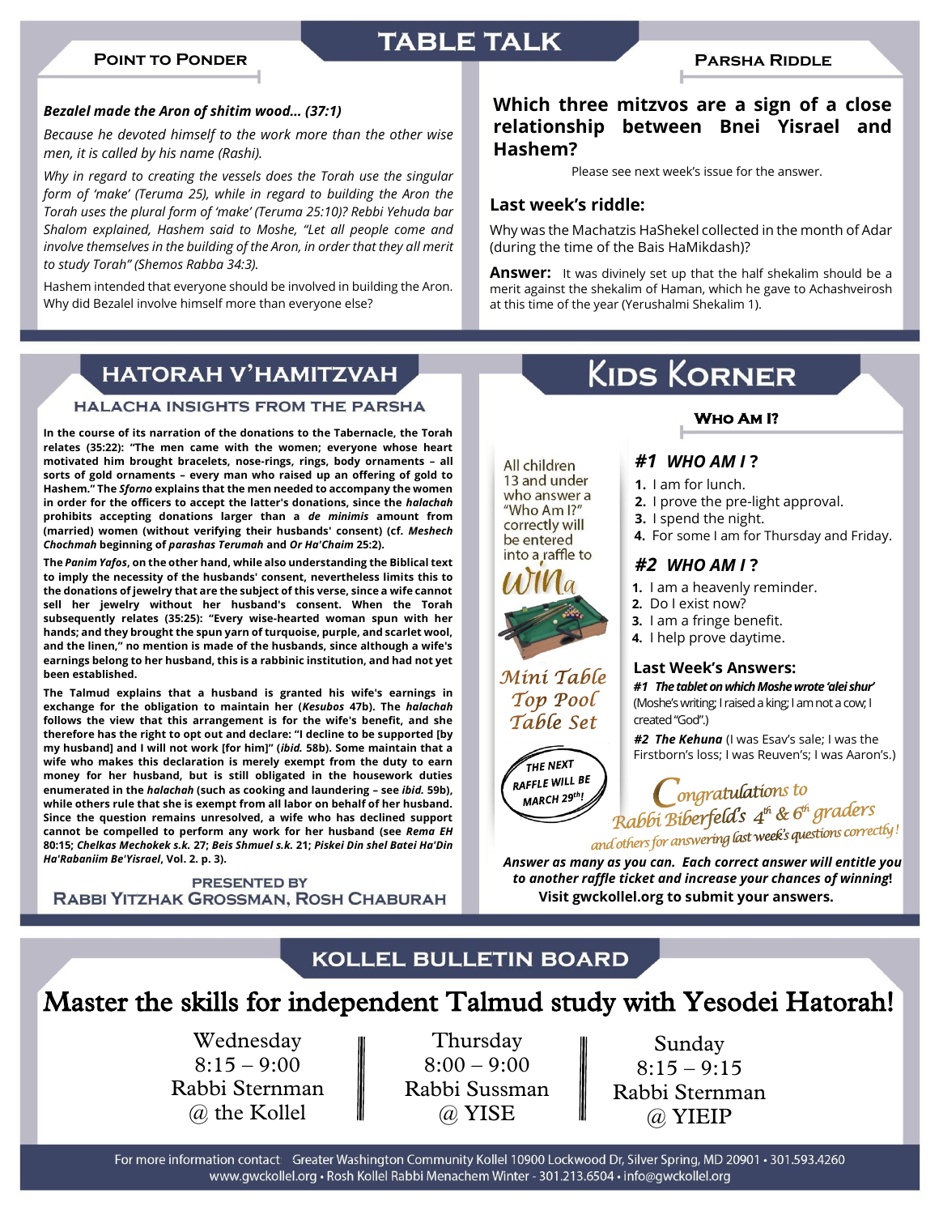# TABLE TALK

## Point to Ponder

***Bezalel made the Aron of shitim wood... (37:1)***

*Because he devoted himself to the work more than the other wise men, it is called by his name (Rashi).*

*Why in regard to creating the vessels does the Torah use the singular form of 'make' (Teruma 25), while in regard to building the Aron the Torah uses the plural form of 'make' (Teruma 25:10)? Rebbi Yehuda bar Shalom explained, Hashem said to Moshe, "Let all people come and involve themselves in the building of the Aron, in order that they all merit to study Torah" (Shemos Rabba 34:3).*

Hashem intended that everyone should be involved in building the Aron. Why did Bezalel involve himself more than everyone else?

## Parsha Riddle

**Which three mitzvos are a sign of a close relationship between Bnei Yisrael and Hashem?**

Please see next week's issue for the answer.

### Last week's riddle:

Why was the Machatzis HaShekel collected in the month of Adar (during the time of the Bais HaMikdash)?

**Answer:** It was divinely set up that the half shekalim should be a merit against the shekalim of Haman, which he gave to Achashveirosh at this time of the year (Yerushalmi Shekalim 1).

# HATORAH V'HAMITZVAH

## HALACHA INSIGHTS FROM THE PARSHA

**In the course of its narration of the donations to the Tabernacle, the Torah relates (35:22): "The men came with the women; everyone whose heart motivated him brought bracelets, nose-rings, rings, body ornaments – all sorts of gold ornaments – every man who raised up an offering of gold to Hashem." The *Sforno* explains that the men needed to accompany the women in order for the officers to accept the latter's donations, since the *halachah* prohibits accepting donations larger than a *de minimis* amount from (married) women (without verifying their husbands' consent) (cf. *Meshech Chochmah* beginning of *parashas Terumah* and *Or Ha'Chaim* 25:2).**

**The *Panim Yafos*, on the other hand, while also understanding the Biblical text to imply the necessity of the husbands' consent, nevertheless limits this to the donations of jewelry that are the subject of this verse, since a wife cannot sell her jewelry without her husband's consent. When the Torah subsequently relates (35:25): "Every wise-hearted woman spun with her hands; and they brought the spun yarn of turquoise, purple, and scarlet wool, and the linen," no mention is made of the husbands, since although a wife's earnings belong to her husband, this is a rabbinic institution, and had not yet been established.**

**The Talmud explains that a husband is granted his wife's earnings in exchange for the obligation to maintain her (*Kesubos* 47b). The *halachah* follows the view that this arrangement is for the wife's benefit, and she therefore has the right to opt out and declare: "I decline to be supported [by my husband] and I will not work [for him]" (*ibid.* 58b). Some maintain that a wife who makes this declaration is merely exempt from the duty to earn money for her husband, but is still obligated in the housework duties enumerated in the *halachah* (such as cooking and laundering – see *ibid.* 59b), while others rule that she is exempt from all labor on behalf of her husband. Since the question remains unresolved, a wife who has declined support cannot be compelled to perform any work for her husband (see *Rema EH* 80:15; *Chelkas Mechokek s.k.* 27; *Beis Shmuel s.k.* 21; *Piskei Din shel Batei Ha'Din Ha'Rabaniim Be'Yisrael*, Vol. 2. p. 3).**

PRESENTED BY
RABBI YITZHAK GROSSMAN, ROSH CHABURAH

# Kids Korner

## Who Am I?

All children 13 and under who answer a "Who Am I?" correctly will be entered into a raffle to win a

*Mini Table Top Pool Table Set*

THE NEXT RAFFLE WILL BE MARCH 29th!

### #1 WHO AM I ?

1. I am for lunch.
2. I prove the pre-light approval.
3. I spend the night.
4. For some I am for Thursday and Friday.

### #2 WHO AM I ?

1. I am a heavenly reminder.
2. Do I exist now?
3. I am a fringe benefit.
4. I help prove daytime.

### Last Week's Answers:

***#1 The tablet on which Moshe wrote 'alei shur'*** (Moshe's writing; I raised a king; I am not a cow; I created "God".)

***#2 The Kehuna*** (I was Esav's sale; I was the Firstborn's loss; I was Reuven's; I was Aaron's.)

*Congratulations to Rabbi Biberfeld's 4th & 6th graders and others for answering last week's questions correctly!*

***Answer as many as you can. Each correct answer will entitle you to another raffle ticket and increase your chances of winning!***
**Visit gwckollel.org to submit your answers.**

# KOLLEL BULLETIN BOARD

## Master the skills for independent Talmud study with Yesodei Hatorah!

| | | |
|---|---|---|
| Wednesday<br>8:15 – 9:00<br>Rabbi Sternman<br>@ the Kollel | Thursday<br>8:00 – 9:00<br>Rabbi Sussman<br>@ YISE | Sunday<br>8:15 – 9:15<br>Rabbi Sternman<br>@ YIEIP |

For more information contact: Greater Washington Community Kollel 10900 Lockwood Dr, Silver Spring, MD 20901 • 301.593.4260
www.gwckollel.org • Rosh Kollel Rabbi Menachem Winter - 301.213.6504 • info@gwckollel.org